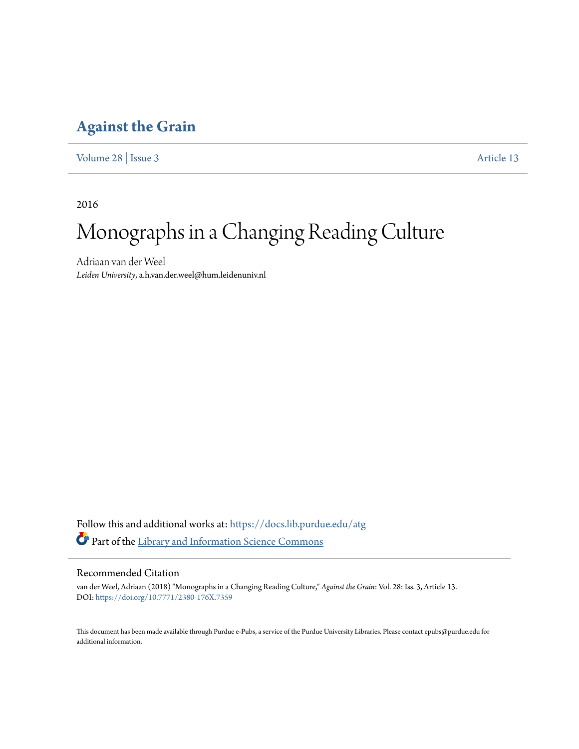# Against the Grain

Volume 28 | Issue 3 Article 13

2016

# Monographs in a Changing Reading Culture

Adriaan van der Weel
*Leiden University*, a.h.van.der.weel@hum.leidenuniv.nl

Follow this and additional works at: https://docs.lib.purdue.edu/atg

Part of the Library and Information Science Commons

## Recommended Citation

van der Weel, Adriaan (2018) "Monographs in a Changing Reading Culture," *Against the Grain*: Vol. 28: Iss. 3, Article 13.
DOI: https://doi.org/10.7771/2380-176X.7359

This document has been made available through Purdue e-Pubs, a service of the Purdue University Libraries. Please contact epubs@purdue.edu for additional information.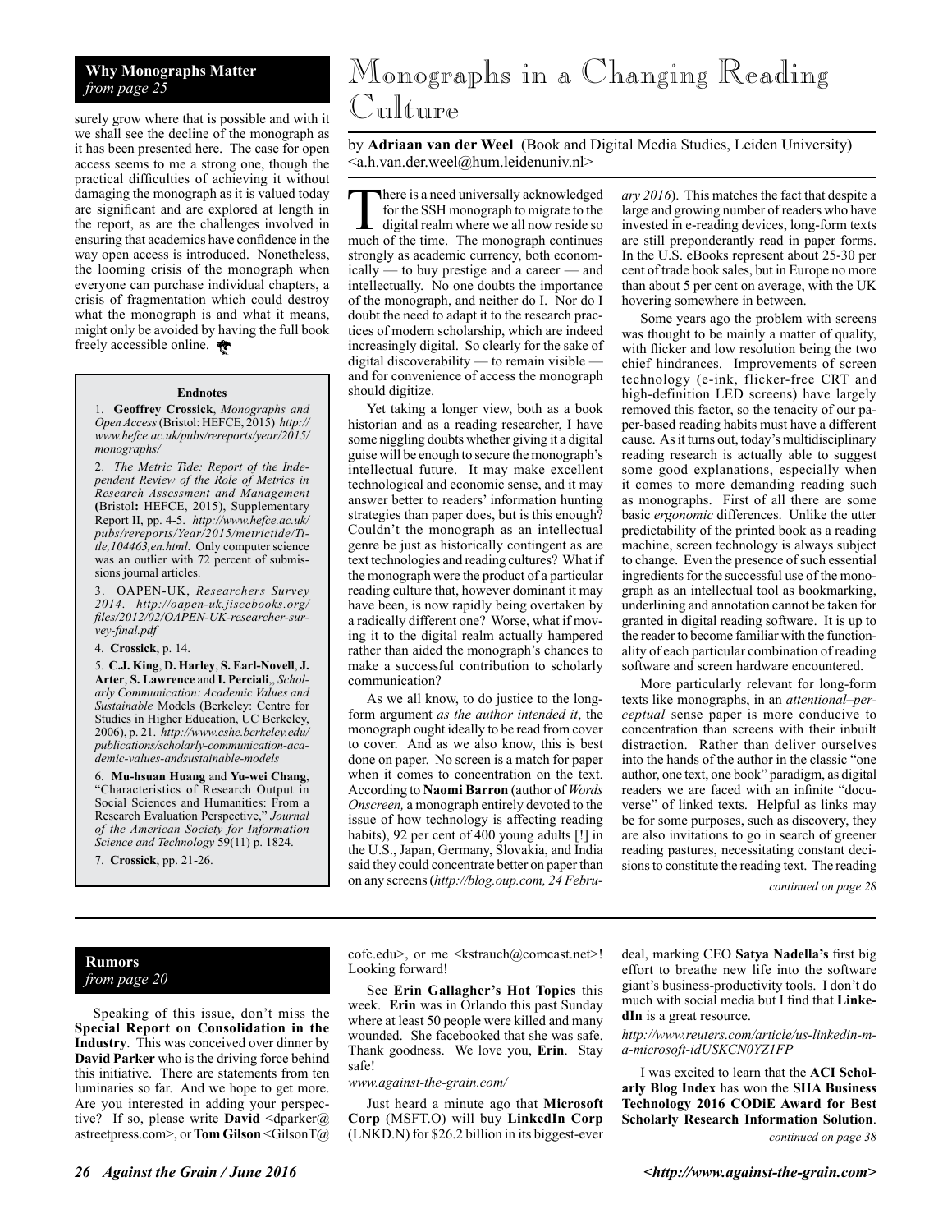**Why Monographs Matter**
*from page 25*

surely grow where that is possible and with it we shall see the decline of the monograph as it has been presented here. The case for open access seems to me a strong one, though the practical difficulties of achieving it without damaging the monograph as it is valued today are significant and are explored at length in the report, as are the challenges involved in ensuring that academics have confidence in the way open access is introduced. Nonetheless, the looming crisis of the monograph when everyone can purchase individual chapters, a crisis of fragmentation which could destroy what the monograph is and what it means, might only be avoided by having the full book freely accessible online.

**Endnotes**

1. **Geoffrey Crossick**, *Monographs and Open Access* (Bristol: HEFCE, 2015) *http://www.hefce.ac.uk/pubs/rereports/year/2015/monographs/*

2. *The Metric Tide: Report of the Independent Review of the Role of Metrics in Research Assessment and Management* (Bristol: HEFCE, 2015), Supplementary Report II, pp. 4-5. *http://www.hefce.ac.uk/pubs/rereports/Year/2015/metrictide/Title,104463,en.html*. Only computer science was an outlier with 72 percent of submissions journal articles.

3. OAPEN-UK, *Researchers Survey 2014*. *http://oapen-uk.jiscebooks.org/files/2012/02/OAPEN-UK-researcher-survey-final.pdf*

4. **Crossick**, p. 14.

5. **C.J. King**, **D. Harley**, **S. Earl-Novell**, **J. Arter**, **S. Lawrence** and **I. Perciali**,, *Scholarly Communication: Academic Values and Sustainable* Models (Berkeley: Centre for Studies in Higher Education, UC Berkeley, 2006), p. 21. *http://www.cshe.berkeley.edu/publications/scholarly-communication-academic-values-andsustainable-models*

6. **Mu-hsuan Huang** and **Yu-wei Chang**, "Characteristics of Research Output in Social Sciences and Humanities: From a Research Evaluation Perspective," *Journal of the American Society for Information Science and Technology* 59(11) p. 1824.

7. **Crossick**, pp. 21-26.

# Monographs in a Changing Reading Culture

by **Adriaan van der Weel** (Book and Digital Media Studies, Leiden University) <a.h.van.der.weel@hum.leidenuniv.nl>

There is a need universally acknowledged for the SSH monograph to migrate to the digital realm where we all now reside so much of the time. The monograph continues strongly as academic currency, both economically — to buy prestige and a career — and intellectually. No one doubts the importance of the monograph, and neither do I. Nor do I doubt the need to adapt it to the research practices of modern scholarship, which are indeed increasingly digital. So clearly for the sake of digital discoverability — to remain visible — and for convenience of access the monograph should digitize.

Yet taking a longer view, both as a book historian and as a reading researcher, I have some niggling doubts whether giving it a digital guise will be enough to secure the monograph's intellectual future. It may make excellent technological and economic sense, and it may answer better to readers' information hunting strategies than paper does, but is this enough? Couldn't the monograph as an intellectual genre be just as historically contingent as are text technologies and reading cultures? What if the monograph were the product of a particular reading culture that, however dominant it may have been, is now rapidly being overtaken by a radically different one? Worse, what if moving it to the digital realm actually hampered rather than aided the monograph's chances to make a successful contribution to scholarly communication?

As we all know, to do justice to the long-form argument *as the author intended it*, the monograph ought ideally to be read from cover to cover. And as we also know, this is best done on paper. No screen is a match for paper when it comes to concentration on the text. According to **Naomi Barron** (author of *Words Onscreen,* a monograph entirely devoted to the issue of how technology is affecting reading habits), 92 per cent of 400 young adults [!] in the U.S., Japan, Germany, Slovakia, and India said they could concentrate better on paper than on any screens (*http://blog.oup.com, 24 February 2016*). This matches the fact that despite a large and growing number of readers who have invested in e-reading devices, long-form texts are still preponderantly read in paper forms. In the U.S. eBooks represent about 25-30 per cent of trade book sales, but in Europe no more than about 5 per cent on average, with the UK hovering somewhere in between.

Some years ago the problem with screens was thought to be mainly a matter of quality, with flicker and low resolution being the two chief hindrances. Improvements of screen technology (e-ink, flicker-free CRT and high-definition LED screens) have largely removed this factor, so the tenacity of our paper-based reading habits must have a different cause. As it turns out, today's multidisciplinary reading research is actually able to suggest some good explanations, especially when it comes to more demanding reading such as monographs. First of all there are some basic *ergonomic* differences. Unlike the utter predictability of the printed book as a reading machine, screen technology is always subject to change. Even the presence of such essential ingredients for the successful use of the monograph as an intellectual tool as bookmarking, underlining and annotation cannot be taken for granted in digital reading software. It is up to the reader to become familiar with the functionality of each particular combination of reading software and screen hardware encountered.

More particularly relevant for long-form texts like monographs, in an *attentional–perceptual* sense paper is more conducive to concentration than screens with their inbuilt distraction. Rather than deliver ourselves into the hands of the author in the classic "one author, one text, one book" paradigm, as digital readers we are faced with an infinite "docuverse" of linked texts. Helpful as links may be for some purposes, such as discovery, they are also invitations to go in search of greener reading pastures, necessitating constant decisions to constitute the reading text. The reading

*continued on page 28*

**Rumors**
*from page 20*

Speaking of this issue, don't miss the **Special Report on Consolidation in the Industry**. This was conceived over dinner by **David Parker** who is the driving force behind this initiative. There are statements from ten luminaries so far. And we hope to get more. Are you interested in adding your perspective? If so, please write **David** <dparker@astreetpress.com>, or **Tom Gilson** <GilsonT@cofc.edu>, or me <kstrauch@comcast.net>! Looking forward!

See **Erin Gallagher's Hot Topics** this week. **Erin** was in Orlando this past Sunday where at least 50 people were killed and many wounded. She facebooked that she was safe. Thank goodness. We love you, **Erin**. Stay safe!

*www.against-the-grain.com/*

Just heard a minute ago that **Microsoft Corp** (MSFT.O) will buy **LinkedIn Corp** (LNKD.N) for $26.2 billion in its biggest-ever deal, marking CEO **Satya Nadella's** first big effort to breathe new life into the software giant's business-productivity tools. I don't do much with social media but I find that **LinkedIn** is a great resource.

*http://www.reuters.com/article/us-linkedin-m-a-microsoft-idUSKCN0YZ1FP*

I was excited to learn that the **ACI Scholarly Blog Index** has won the **SIIA Business Technology 2016 CODiE Award for Best Scholarly Research Information Solution**.

*continued on page 38*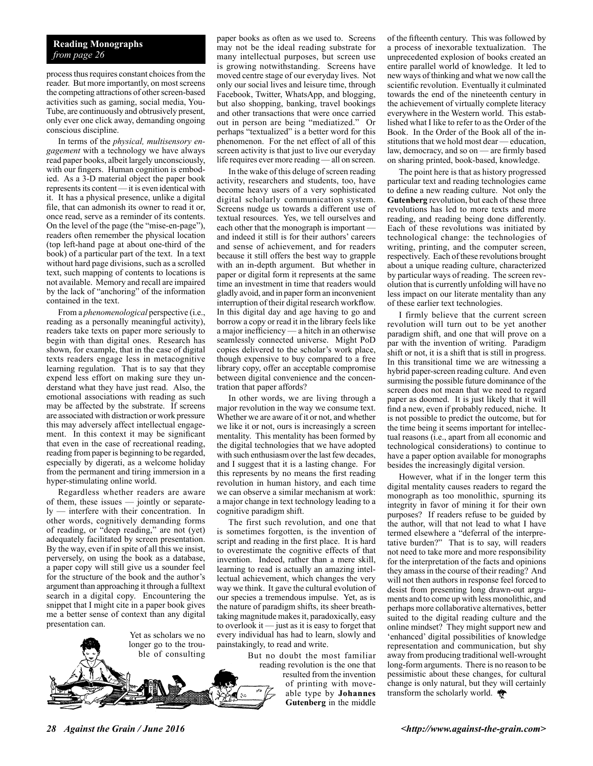**Reading Monographs**
*from page 26*

process thus requires constant choices from the reader. But more importantly, on most screens the competing attractions of other screen-based activities such as gaming, social media, YouTube, are continuously and obtrusively present, only ever one click away, demanding ongoing conscious discipline.

In terms of the *physical, multisensory engagement* with a technology we have always read paper books, albeit largely unconsciously, with our fingers. Human cognition is embodied. As a 3-D material object the paper book represents its content — it is even identical with it. It has a physical presence, unlike a digital file, that can admonish its owner to read it or, once read, serve as a reminder of its contents. On the level of the page (the "mise-en-page"), readers often remember the physical location (top left-hand page at about one-third of the book) of a particular part of the text. In a text without hard page divisions, such as a scrolled text, such mapping of contents to locations is not available. Memory and recall are impaired by the lack of "anchoring" of the information contained in the text.

From a *phenomenological* perspective (i.e., reading as a personally meaningful activity), readers take texts on paper more seriously to begin with than digital ones. Research has shown, for example, that in the case of digital texts readers engage less in metacognitive learning regulation. That is to say that they expend less effort on making sure they understand what they have just read. Also, the emotional associations with reading as such may be affected by the substrate. If screens are associated with distraction or work pressure this may adversely affect intellectual engagement. In this context it may be significant that even in the case of recreational reading, reading from paper is beginning to be regarded, especially by digerati, as a welcome holiday from the permanent and tiring immersion in a hyper-stimulating online world.

Regardless whether readers are aware of them, these issues — jointly or separately — interfere with their concentration. In other words, cognitively demanding forms of reading, or "deep reading," are not (yet) adequately facilitated by screen presentation. By the way, even if in spite of all this we insist, perversely, on using the book as a database, a paper copy will still give us a sounder feel for the structure of the book and the author's argument than approaching it through a fulltext search in a digital copy. Encountering the snippet that I might cite in a paper book gives me a better sense of context than any digital presentation can.

Yet as scholars we no longer go to the trouble of consulting paper books as often as we used to. Screens may not be the ideal reading substrate for many intellectual purposes, but screen use is growing notwithstanding. Screens have moved centre stage of our everyday lives. Not only our social lives and leisure time, through Facebook, Twitter, WhatsApp, and blogging, but also shopping, banking, travel bookings and other transactions that were once carried out in person are being "mediatized." Or perhaps "textualized" is a better word for this phenomenon. For the net effect of all of this screen activity is that just to live our everyday life requires ever more reading — all on screen.

In the wake of this deluge of screen reading activity, researchers and students, too, have become heavy users of a very sophisticated digital scholarly communication system. Screens nudge us towards a different use of textual resources. Yes, we tell ourselves and each other that the monograph is important — and indeed it still is for their authors' careers and sense of achievement, and for readers because it still offers the best way to grapple with an in-depth argument. But whether in paper or digital form it represents at the same time an investment in time that readers would gladly avoid, and in paper form an inconvenient interruption of their digital research workflow. In this digital day and age having to go and borrow a copy or read it in the library feels like a major inefficiency — a hitch in an otherwise seamlessly connected universe. Might PoD copies delivered to the scholar's work place, though expensive to buy compared to a free library copy, offer an acceptable compromise between digital convenience and the concentration that paper affords?

In other words, we are living through a major revolution in the way we consume text. Whether we are aware of it or not, and whether we like it or not, ours is increasingly a screen mentality. This mentality has been formed by the digital technologies that we have adopted with such enthusiasm over the last few decades, and I suggest that it is a lasting change. For this represents by no means the first reading revolution in human history, and each time we can observe a similar mechanism at work: a major change in text technology leading to a cognitive paradigm shift.

The first such revolution, and one that is sometimes forgotten, is the invention of script and reading in the first place. It is hard to overestimate the cognitive effects of that invention. Indeed, rather than a mere skill, learning to read is actually an amazing intellectual achievement, which changes the very way we think. It gave the cultural evolution of our species a tremendous impulse. Yet, as is the nature of paradigm shifts, its sheer breathtaking magnitude makes it, paradoxically, easy to overlook it — just as it is easy to forget that every individual has had to learn, slowly and painstakingly, to read and write.

But no doubt the most familiar reading revolution is the one that resulted from the invention of printing with moveable type by **Johannes Gutenberg** in the middle of the fifteenth century. This was followed by a process of inexorable textualization. The unprecedented explosion of books created an entire parallel world of knowledge. It led to new ways of thinking and what we now call the scientific revolution. Eventually it culminated towards the end of the nineteenth century in the achievement of virtually complete literacy everywhere in the Western world. This established what I like to refer to as the Order of the Book. In the Order of the Book all of the institutions that we hold most dear — education, law, democracy, and so on — are firmly based on sharing printed, book-based, knowledge.

The point here is that as history progressed particular text and reading technologies came to define a new reading culture. Not only the **Gutenberg** revolution, but each of these three revolutions has led to more texts and more reading, and reading being done differently. Each of these revolutions was initiated by technological change: the technologies of writing, printing, and the computer screen, respectively. Each of these revolutions brought about a unique reading culture, characterized by particular ways of reading. The screen revolution that is currently unfolding will have no less impact on our literate mentality than any of these earlier text technologies.

I firmly believe that the current screen revolution will turn out to be yet another paradigm shift, and one that will prove on a par with the invention of writing. Paradigm shift or not, it is a shift that is still in progress. In this transitional time we are witnessing a hybrid paper-screen reading culture. And even surmising the possible future dominance of the screen does not mean that we need to regard paper as doomed. It is just likely that it will find a new, even if probably reduced, niche. It is not possible to predict the outcome, but for the time being it seems important for intellectual reasons (i.e., apart from all economic and technological considerations) to continue to have a paper option available for monographs besides the increasingly digital version.

However, what if in the longer term this digital mentality causes readers to regard the monograph as too monolithic, spurning its integrity in favor of mining it for their own purposes? If readers refuse to be guided by the author, will that not lead to what I have termed elsewhere a "deferral of the interpretative burden?" That is to say, will readers not need to take more and more responsibility for the interpretation of the facts and opinions they amass in the course of their reading? And will not then authors in response feel forced to desist from presenting long drawn-out arguments and to come up with less monolithic, and perhaps more collaborative alternatives, better suited to the digital reading culture and the online mindset? They might support new and 'enhanced' digital possibilities of knowledge representation and communication, but shy away from producing traditional well-wrought long-form arguments. There is no reason to be pessimistic about these changes, for cultural change is only natural, but they will certainly transform the scholarly world.